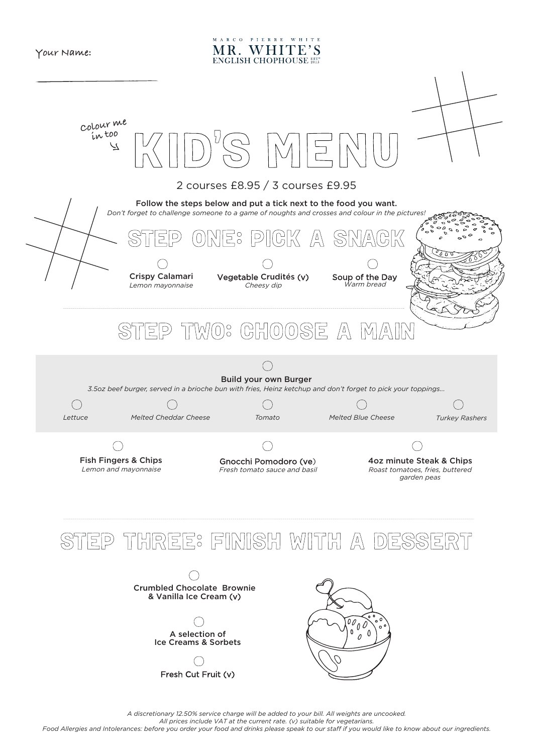Your Name:

MARCO PIERRE WHITE
MR. WHITE'S
ENGLISH CHOPHOUSE EST[D] 2015

Colour me in too

# KID'S MENU

2 courses £8.95 / 3 courses £9.95

**Follow the steps below and put a tick next to the food you want.**
*Don't forget to challenge someone to a game of noughts and crosses and colour in the pictures!*

## STEP ONE: PICK A SNACK

- Crispy Calamari
  *Lemon mayonnaise*
- Vegetable Crudités (v)
  *Cheesy dip*
- Soup of the Day
  *Warm bread*

## STEP TWO: CHOOSE A MAIN

**Build your own Burger**
*3.5oz beef burger, served in a brioche bun with fries, Heinz ketchup and don't forget to pick your toppings...*

- *Lettuce*
- *Melted Cheddar Cheese*
- *Tomato*
- *Melted Blue Cheese*
- *Turkey Rashers*

- Fish Fingers & Chips
  *Lemon and mayonnaise*
- Gnocchi Pomodoro (ve)
  *Fresh tomato sauce and basil*
- 4oz minute Steak & Chips
  *Roast tomatoes, fries, buttered garden peas*

## STEP THREE: FINISH WITH A DESSERT

- Crumbled Chocolate Brownie & Vanilla Ice Cream (v)
- A selection of Ice Creams & Sorbets
- Fresh Cut Fruit (v)

*A discretionary 12.50% service charge will be added to your bill. All weights are uncooked.*
*All prices include VAT at the current rate. (v) suitable for vegetarians.*
*Food Allergies and Intolerances: before you order your food and drinks please speak to our staff if you would like to know about our ingredients.*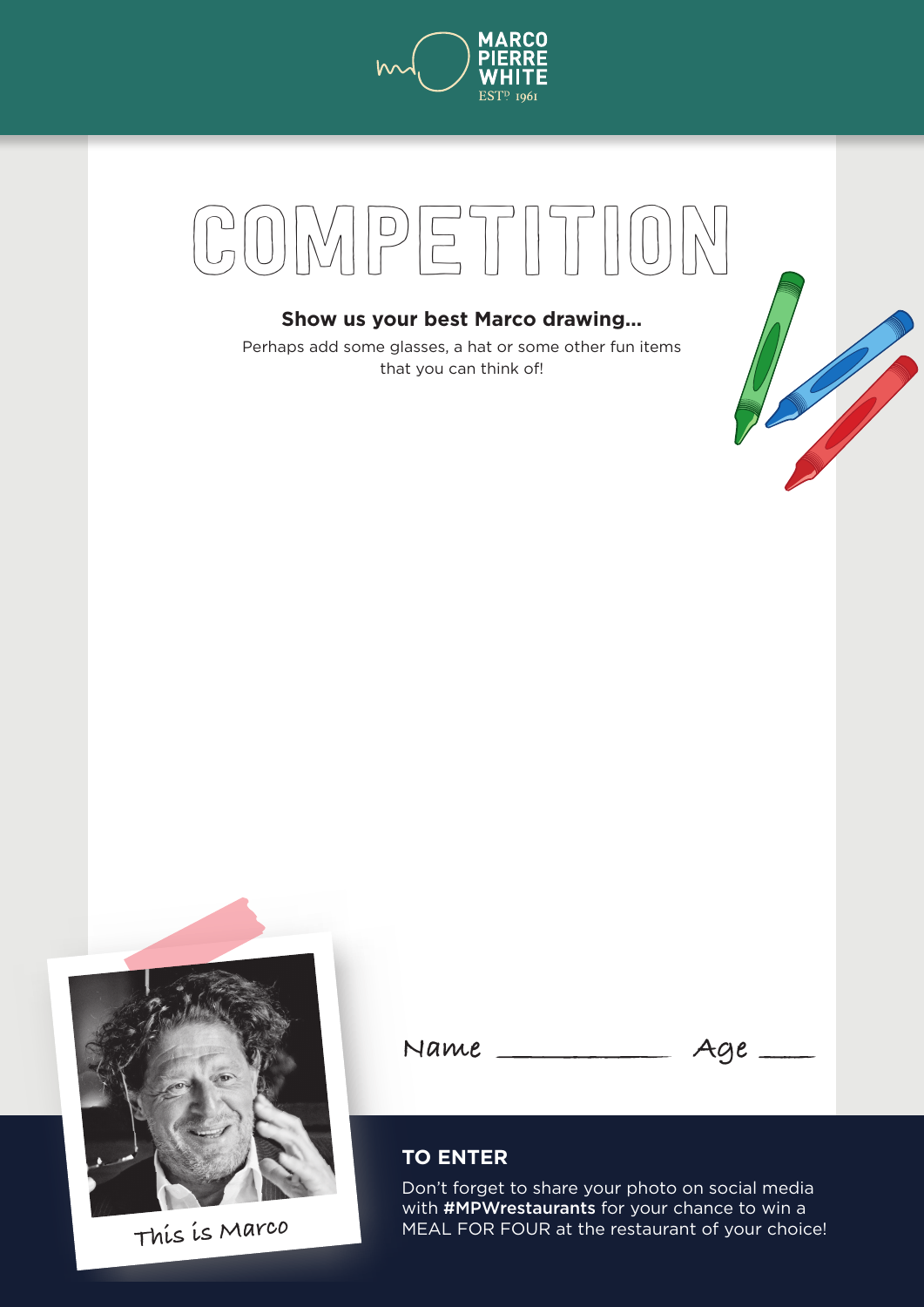MARCO PIERRE WHITE

ESTD 1961

# COMPETITION

**Show us your best Marco drawing...**

Perhaps add some glasses, a hat or some other fun items that you can think of!

This is Marco

Name ___________ Age ___

## TO ENTER

Don't forget to share your photo on social media with **#MPWrestaurants** for your chance to win a MEAL FOR FOUR at the restaurant of your choice!